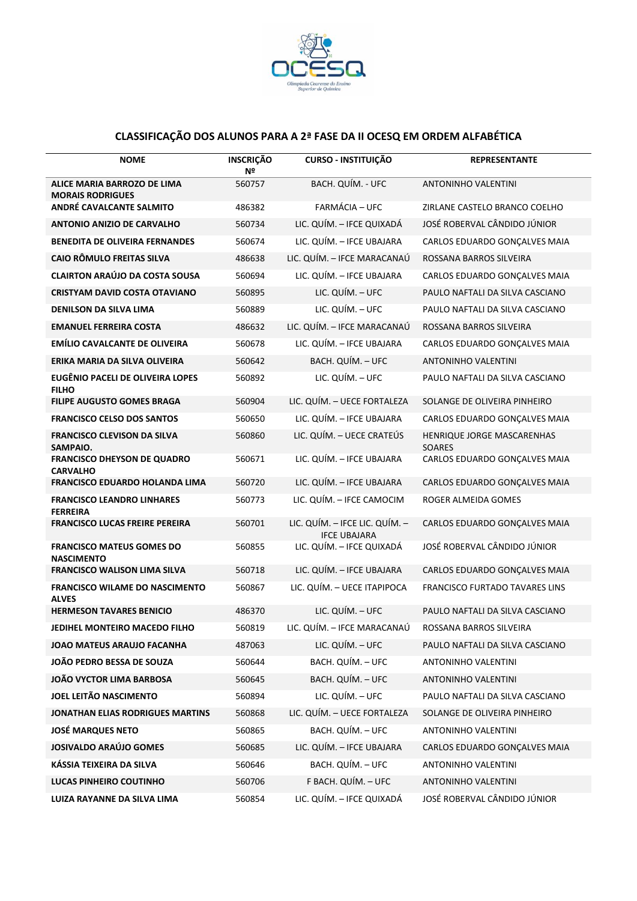## CLASSIFICAÇÃO DOS ALUNOS PARA A 2ª FASE DA II OCESQ EM ORDEM ALFABÉTICA

| NOME | INSCRIÇÃO Nº | CURSO - INSTITUIÇÃO | REPRESENTANTE |
|---|---|---|---|
| **ALICE MARIA BARROZO DE LIMA MORAIS RODRIGUES** | 560757 | BACH. QUÍM. - UFC | ANTONINHO VALENTINI |
| **ANDRÉ CAVALCANTE SALMITO** | 486382 | FARMÁCIA – UFC | ZIRLANE CASTELO BRANCO COELHO |
| **ANTONIO ANIZIO DE CARVALHO** | 560734 | LIC. QUÍM. – IFCE QUIXADÁ | JOSÉ ROBERVAL CÂNDIDO JÚNIOR |
| **BENEDITA DE OLIVEIRA FERNANDES** | 560674 | LIC. QUÍM. – IFCE UBAJARA | CARLOS EDUARDO GONÇALVES MAIA |
| **CAIO RÔMULO FREITAS SILVA** | 486638 | LIC. QUÍM. – IFCE MARACANAÚ | ROSSANA BARROS SILVEIRA |
| **CLAIRTON ARAÚJO DA COSTA SOUSA** | 560694 | LIC. QUÍM. – IFCE UBAJARA | CARLOS EDUARDO GONÇALVES MAIA |
| **CRISTYAM DAVID COSTA OTAVIANO** | 560895 | LIC. QUÍM. – UFC | PAULO NAFTALI DA SILVA CASCIANO |
| **DENILSON DA SILVA LIMA** | 560889 | LIC. QUÍM. – UFC | PAULO NAFTALI DA SILVA CASCIANO |
| **EMANUEL FERREIRA COSTA** | 486632 | LIC. QUÍM. – IFCE MARACANAÚ | ROSSANA BARROS SILVEIRA |
| **EMÍLIO CAVALCANTE DE OLIVEIRA** | 560678 | LIC. QUÍM. – IFCE UBAJARA | CARLOS EDUARDO GONÇALVES MAIA |
| **ERIKA MARIA DA SILVA OLIVEIRA** | 560642 | BACH. QUÍM. – UFC | ANTONINHO VALENTINI |
| **EUGÊNIO PACELI DE OLIVEIRA LOPES FILHO** | 560892 | LIC. QUÍM. – UFC | PAULO NAFTALI DA SILVA CASCIANO |
| **FILIPE AUGUSTO GOMES BRAGA** | 560904 | LIC. QUÍM. – UECE FORTALEZA | SOLANGE DE OLIVEIRA PINHEIRO |
| **FRANCISCO CELSO DOS SANTOS** | 560650 | LIC. QUÍM. – IFCE UBAJARA | CARLOS EDUARDO GONÇALVES MAIA |
| **FRANCISCO CLEVISON DA SILVA SAMPAIO.** | 560860 | LIC. QUÍM. – UECE CRATEÚS | HENRIQUE JORGE MASCARENHAS SOARES |
| **FRANCISCO DHEYSON DE QUADRO CARVALHO** | 560671 | LIC. QUÍM. – IFCE UBAJARA | CARLOS EDUARDO GONÇALVES MAIA |
| **FRANCISCO EDUARDO HOLANDA LIMA** | 560720 | LIC. QUÍM. – IFCE UBAJARA | CARLOS EDUARDO GONÇALVES MAIA |
| **FRANCISCO LEANDRO LINHARES FERREIRA** | 560773 | LIC. QUÍM. – IFCE CAMOCIM | ROGER ALMEIDA GOMES |
| **FRANCISCO LUCAS FREIRE PEREIRA** | 560701 | LIC. QUÍM. – IFCE LIC. QUÍM. – IFCE UBAJARA | CARLOS EDUARDO GONÇALVES MAIA |
| **FRANCISCO MATEUS GOMES DO NASCIMENTO** | 560855 | LIC. QUÍM. – IFCE QUIXADÁ | JOSÉ ROBERVAL CÂNDIDO JÚNIOR |
| **FRANCISCO WALISON LIMA SILVA** | 560718 | LIC. QUÍM. – IFCE UBAJARA | CARLOS EDUARDO GONÇALVES MAIA |
| **FRANCISCO WILAME DO NASCIMENTO ALVES** | 560867 | LIC. QUÍM. – UECE ITAPIPOCA | FRANCISCO FURTADO TAVARES LINS |
| **HERMESON TAVARES BENICIO** | 486370 | LIC. QUÍM. – UFC | PAULO NAFTALI DA SILVA CASCIANO |
| **JEDIHEL MONTEIRO MACEDO FILHO** | 560819 | LIC. QUÍM. – IFCE MARACANAÚ | ROSSANA BARROS SILVEIRA |
| **JOAO MATEUS ARAUJO FACANHA** | 487063 | LIC. QUÍM. – UFC | PAULO NAFTALI DA SILVA CASCIANO |
| **JOÃO PEDRO BESSA DE SOUZA** | 560644 | BACH. QUÍM. – UFC | ANTONINHO VALENTINI |
| **JOÃO VYCTOR LIMA BARBOSA** | 560645 | BACH. QUÍM. – UFC | ANTONINHO VALENTINI |
| **JOEL LEITÃO NASCIMENTO** | 560894 | LIC. QUÍM. – UFC | PAULO NAFTALI DA SILVA CASCIANO |
| **JONATHAN ELIAS RODRIGUES MARTINS** | 560868 | LIC. QUÍM. – UECE FORTALEZA | SOLANGE DE OLIVEIRA PINHEIRO |
| **JOSÉ MARQUES NETO** | 560865 | BACH. QUÍM. – UFC | ANTONINHO VALENTINI |
| **JOSIVALDO ARAÚJO GOMES** | 560685 | LIC. QUÍM. – IFCE UBAJARA | CARLOS EDUARDO GONÇALVES MAIA |
| **KÁSSIA TEIXEIRA DA SILVA** | 560646 | BACH. QUÍM. – UFC | ANTONINHO VALENTINI |
| **LUCAS PINHEIRO COUTINHO** | 560706 | F BACH. QUÍM. – UFC | ANTONINHO VALENTINI |
| **LUIZA RAYANNE DA SILVA LIMA** | 560854 | LIC. QUÍM. – IFCE QUIXADÁ | JOSÉ ROBERVAL CÂNDIDO JÚNIOR |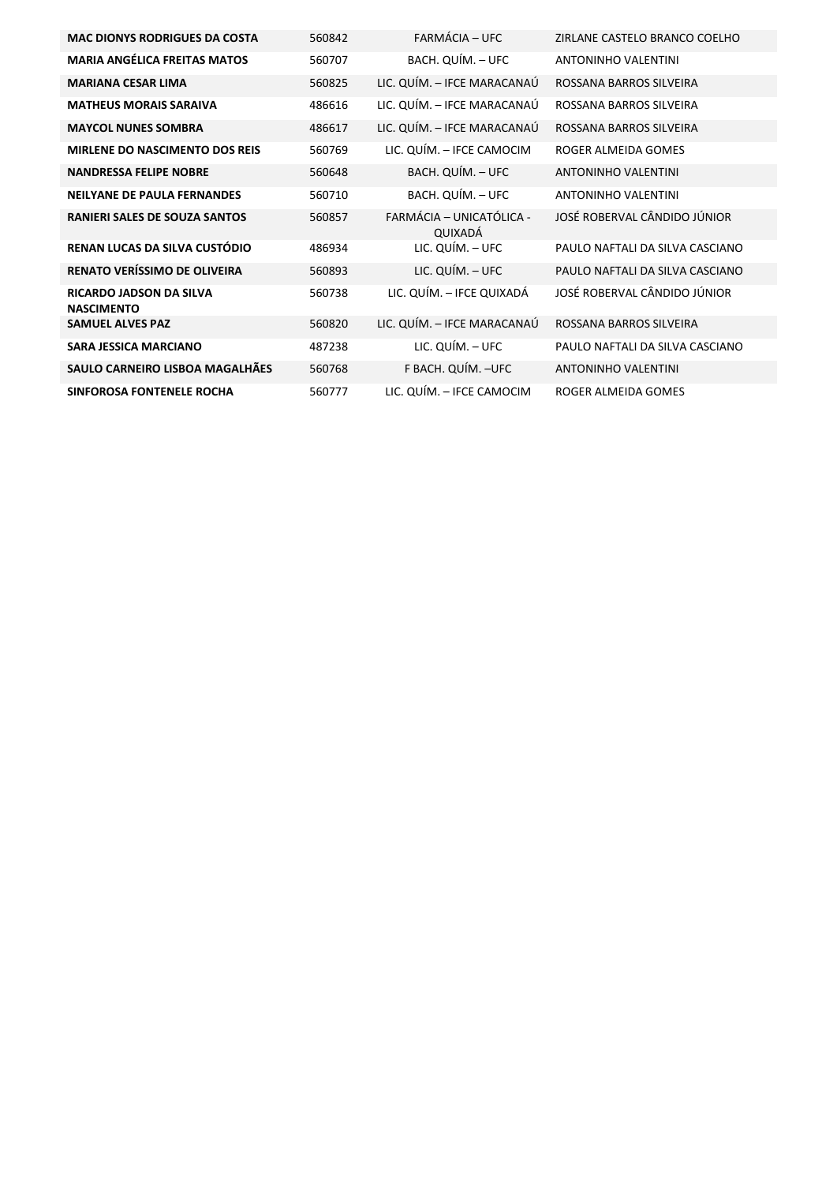| | | | |
|---|---|---|---|
| **MAC DIONYS RODRIGUES DA COSTA** | 560842 | FARMÁCIA – UFC | ZIRLANE CASTELO BRANCO COELHO |
| **MARIA ANGÉLICA FREITAS MATOS** | 560707 | BACH. QUÍM. – UFC | ANTONINHO VALENTINI |
| **MARIANA CESAR LIMA** | 560825 | LIC. QUÍM. – IFCE MARACANAÚ | ROSSANA BARROS SILVEIRA |
| **MATHEUS MORAIS SARAIVA** | 486616 | LIC. QUÍM. – IFCE MARACANAÚ | ROSSANA BARROS SILVEIRA |
| **MAYCOL NUNES SOMBRA** | 486617 | LIC. QUÍM. – IFCE MARACANAÚ | ROSSANA BARROS SILVEIRA |
| **MIRLENE DO NASCIMENTO DOS REIS** | 560769 | LIC. QUÍM. – IFCE CAMOCIM | ROGER ALMEIDA GOMES |
| **NANDRESSA FELIPE NOBRE** | 560648 | BACH. QUÍM. – UFC | ANTONINHO VALENTINI |
| **NEILYANE DE PAULA FERNANDES** | 560710 | BACH. QUÍM. – UFC | ANTONINHO VALENTINI |
| **RANIERI SALES DE SOUZA SANTOS** | 560857 | FARMÁCIA – UNICATÓLICA - QUIXADÁ | JOSÉ ROBERVAL CÂNDIDO JÚNIOR |
| **RENAN LUCAS DA SILVA CUSTÓDIO** | 486934 | LIC. QUÍM. – UFC | PAULO NAFTALI DA SILVA CASCIANO |
| **RENATO VERÍSSIMO DE OLIVEIRA** | 560893 | LIC. QUÍM. – UFC | PAULO NAFTALI DA SILVA CASCIANO |
| **RICARDO JADSON DA SILVA NASCIMENTO** | 560738 | LIC. QUÍM. – IFCE QUIXADÁ | JOSÉ ROBERVAL CÂNDIDO JÚNIOR |
| **SAMUEL ALVES PAZ** | 560820 | LIC. QUÍM. – IFCE MARACANAÚ | ROSSANA BARROS SILVEIRA |
| **SARA JESSICA MARCIANO** | 487238 | LIC. QUÍM. – UFC | PAULO NAFTALI DA SILVA CASCIANO |
| **SAULO CARNEIRO LISBOA MAGALHÃES** | 560768 | F BACH. QUÍM. –UFC | ANTONINHO VALENTINI |
| **SINFOROSA FONTENELE ROCHA** | 560777 | LIC. QUÍM. – IFCE CAMOCIM | ROGER ALMEIDA GOMES |